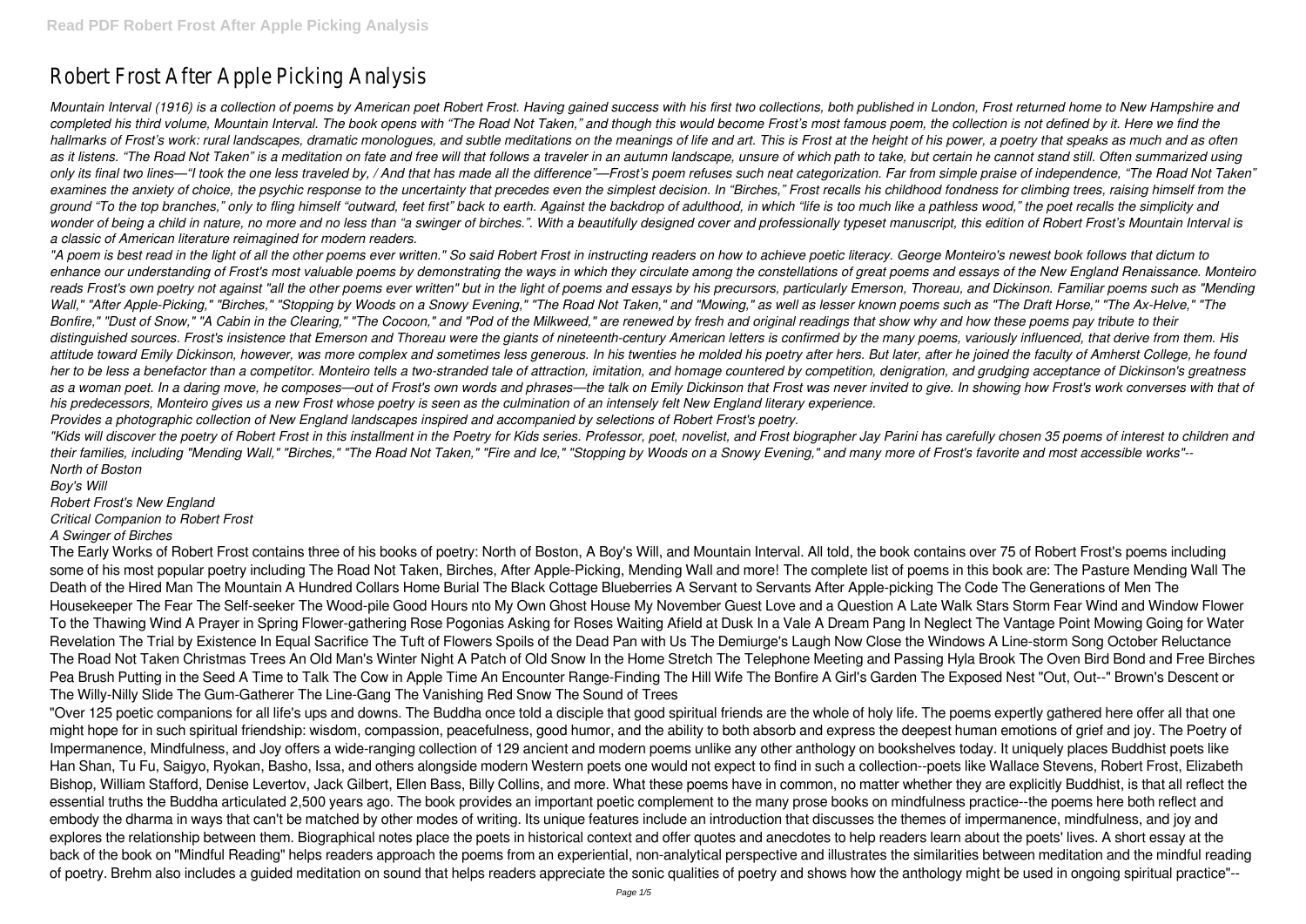# Robert Frost After Apple Picking Analysis

*Mountain Interval (1916) is a collection of poems by American poet Robert Frost. Having gained success with his first two collections, both published in London, Frost returned home to New Hampshire and completed his third volume, Mountain Interval. The book opens with "The Road Not Taken," and though this would become Frost's most famous poem, the collection is not defined by it. Here we find the hallmarks of Frost's work: rural landscapes, dramatic monologues, and subtle meditations on the meanings of life and art. This is Frost at the height of his power, a poetry that speaks as much and as often as it listens. "The Road Not Taken" is a meditation on fate and free will that follows a traveler in an autumn landscape, unsure of which path to take, but certain he cannot stand still. Often summarized using only its final two lines—"I took the one less traveled by, / And that has made all the difference"—Frost's poem refuses such neat categorization. Far from simple praise of independence, "The Road Not Taken" examines the anxiety of choice, the psychic response to the uncertainty that precedes even the simplest decision. In "Birches," Frost recalls his childhood fondness for climbing trees, raising himself from the ground "To the top branches," only to fling himself "outward, feet first" back to earth. Against the backdrop of adulthood, in which "life is too much like a pathless wood," the poet recalls the simplicity and wonder of being a child in nature, no more and no less than "a swinger of birches.". With a beautifully designed cover and professionally typeset manuscript, this edition of Robert Frost's Mountain Interval is a classic of American literature reimagined for modern readers.*

*"A poem is best read in the light of all the other poems ever written." So said Robert Frost in instructing readers on how to achieve poetic literacy. George Monteiro's newest book follows that dictum to enhance our understanding of Frost's most valuable poems by demonstrating the ways in which they circulate among the constellations of great poems and essays of the New England Renaissance. Monteiro reads Frost's own poetry not against "all the other poems ever written" but in the light of poems and essays by his precursors, particularly Emerson, Thoreau, and Dickinson. Familiar poems such as "Mending Wall," "After Apple-Picking," "Birches," "Stopping by Woods on a Snowy Evening," "The Road Not Taken," and "Mowing," as well as lesser known poems such as "The Draft Horse," "The Ax-Helve," "The Bonfire," "Dust of Snow," "A Cabin in the Clearing," "The Cocoon," and "Pod of the Milkweed," are renewed by fresh and original readings that show why and how these poems pay tribute to their distinguished sources. Frost's insistence that Emerson and Thoreau were the giants of nineteenth-century American letters is confirmed by the many poems, variously influenced, that derive from them. His attitude toward Emily Dickinson, however, was more complex and sometimes less generous. In his twenties he molded his poetry after hers. But later, after he joined the faculty of Amherst College, he found her to be less a benefactor than a competitor. Monteiro tells a two-stranded tale of attraction, imitation, and homage countered by competition, denigration, and grudging acceptance of Dickinson's greatness as a woman poet. In a daring move, he composes—out of Frost's own words and phrases—the talk on Emily Dickinson that Frost was never invited to give. In showing how Frost's work converses with that of his predecessors, Monteiro gives us a new Frost whose poetry is seen as the culmination of an intensely felt New England literary experience.*

*Provides a photographic collection of New England landscapes inspired and accompanied by selections of Robert Frost's poetry.*

*"Kids will discover the poetry of Robert Frost in this installment in the Poetry for Kids series. Professor, poet, novelist, and Frost biographer Jay Parini has carefully chosen 35 poems of interest to children and their families, including "Mending Wall," "Birches," "The Road Not Taken," "Fire and Ice," "Stopping by Woods on a Snowy Evening," and many more of Frost's favorite and most accessible works"--*

*North of Boston*

*Boy's Will*

*Robert Frost's New England*

*Critical Companion to Robert Frost*

*A Swinger of Birches*

The Early Works of Robert Frost contains three of his books of poetry: North of Boston, A Boy's Will, and Mountain Interval. All told, the book contains over 75 of Robert Frost's poems including some of his most popular poetry including The Road Not Taken, Birches, After Apple-Picking, Mending Wall and more! The complete list of poems in this book are: The Pasture Mending Wall The Death of the Hired Man The Mountain A Hundred Collars Home Burial The Black Cottage Blueberries A Servant to Servants After Apple-picking The Code The Generations of Men The Housekeeper The Fear The Self-seeker The Wood-pile Good Hours nto My Own Ghost House My November Guest Love and a Question A Late Walk Stars Storm Fear Wind and Window Flower To the Thawing Wind A Prayer in Spring Flower-gathering Rose Pogonias Asking for Roses Waiting Afield at Dusk In a Vale A Dream Pang In Neglect The Vantage Point Mowing Going for Water Revelation The Trial by Existence In Equal Sacrifice The Tuft of Flowers Spoils of the Dead Pan with Us The Demiurge's Laugh Now Close the Windows A Line-storm Song October Reluctance The Road Not Taken Christmas Trees An Old Man's Winter Night A Patch of Old Snow In the Home Stretch The Telephone Meeting and Passing Hyla Brook The Oven Bird Bond and Free Birches Pea Brush Putting in the Seed A Time to Talk The Cow in Apple Time An Encounter Range-Finding The Hill Wife The Bonfire A Girl's Garden The Exposed Nest "Out, Out--" Brown's Descent or The Willy-Nilly Slide The Gum-Gatherer The Line-Gang The Vanishing Red Snow The Sound of Trees

"Over 125 poetic companions for all life's ups and downs. The Buddha once told a disciple that good spiritual friends are the whole of holy life. The poems expertly gathered here offer all that one might hope for in such spiritual friendship: wisdom, compassion, peacefulness, good humor, and the ability to both absorb and express the deepest human emotions of grief and joy. The Poetry of Impermanence, Mindfulness, and Joy offers a wide-ranging collection of 129 ancient and modern poems unlike any other anthology on bookshelves today. It uniquely places Buddhist poets like Han Shan, Tu Fu, Saigyo, Ryokan, Basho, Issa, and others alongside modern Western poets one would not expect to find in such a collection--poets like Wallace Stevens, Robert Frost, Elizabeth Bishop, William Stafford, Denise Levertov, Jack Gilbert, Ellen Bass, Billy Collins, and more. What these poems have in common, no matter whether they are explicitly Buddhist, is that all reflect the essential truths the Buddha articulated 2,500 years ago. The book provides an important poetic complement to the many prose books on mindfulness practice--the poems here both reflect and embody the dharma in ways that can't be matched by other modes of writing. Its unique features include an introduction that discusses the themes of impermanence, mindfulness, and joy and explores the relationship between them. Biographical notes place the poets in historical context and offer quotes and anecdotes to help readers learn about the poets' lives. A short essay at the back of the book on "Mindful Reading" helps readers approach the poems from an experiential, non-analytical perspective and illustrates the similarities between meditation and the mindful reading of poetry. Brehm also includes a guided meditation on sound that helps readers appreciate the sonic qualities of poetry and shows how the anthology might be used in ongoing spiritual practice"--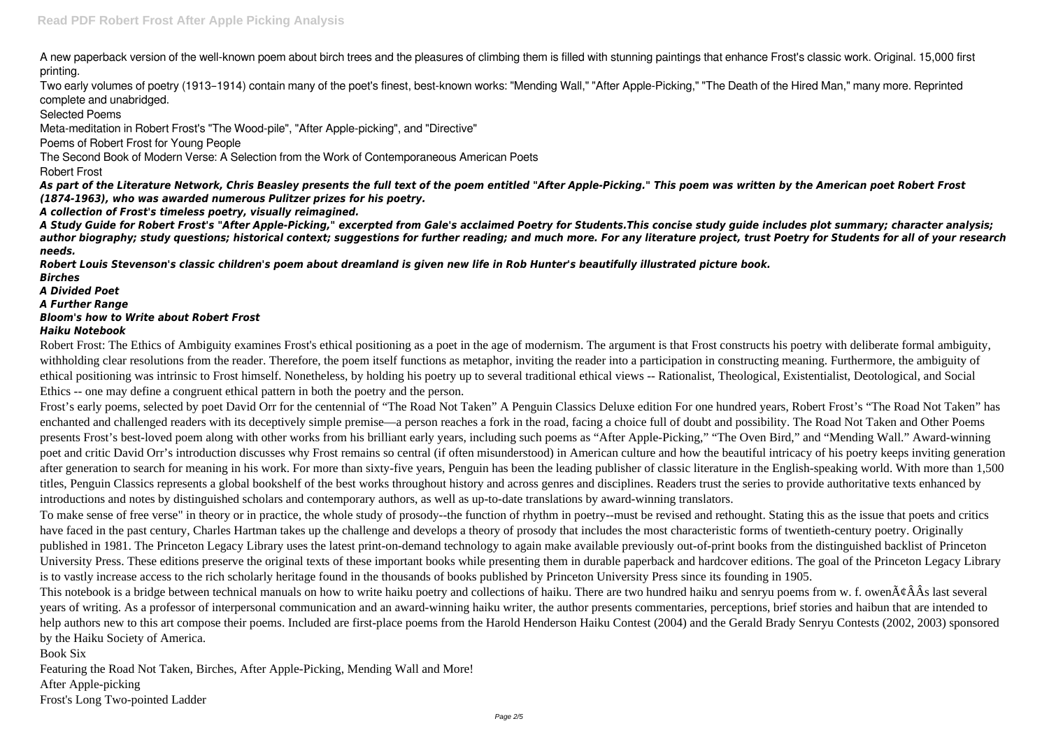A new paperback version of the well-known poem about birch trees and the pleasures of climbing them is filled with stunning paintings that enhance Frost's classic work. Original. 15,000 first printing.

Two early volumes of poetry (1913–1914) contain many of the poet's finest, best-known works: "Mending Wall," "After Apple-Picking," "The Death of the Hired Man," many more. Reprinted complete and unabridged.

Selected Poems

Meta-meditation in Robert Frost's "The Wood-pile", "After Apple-picking", and "Directive"

Poems of Robert Frost for Young People

The Second Book of Modern Verse: A Selection from the Work of Contemporaneous American Poets

Robert Frost

***As part of the Literature Network, Chris Beasley presents the full text of the poem entitled "After Apple-Picking." This poem was written by the American poet Robert Frost (1874-1963), who was awarded numerous Pulitzer prizes for his poetry.***

***A collection of Frost's timeless poetry, visually reimagined.***

***A Study Guide for Robert Frost's "After Apple-Picking," excerpted from Gale's acclaimed Poetry for Students.This concise study guide includes plot summary; character analysis; author biography; study questions; historical context; suggestions for further reading; and much more. For any literature project, trust Poetry for Students for all of your research needs.***

***Robert Louis Stevenson's classic children's poem about dreamland is given new life in Rob Hunter's beautifully illustrated picture book.***

***Birches***

***A Divided Poet***

***A Further Range***

***Bloom's how to Write about Robert Frost***

***Haiku Notebook***

Robert Frost: The Ethics of Ambiguity examines Frost's ethical positioning as a poet in the age of modernism. The argument is that Frost constructs his poetry with deliberate formal ambiguity, withholding clear resolutions from the reader. Therefore, the poem itself functions as metaphor, inviting the reader into a participation in constructing meaning. Furthermore, the ambiguity of ethical positioning was intrinsic to Frost himself. Nonetheless, by holding his poetry up to several traditional ethical views -- Rationalist, Theological, Existentialist, Deotological, and Social Ethics -- one may define a congruent ethical pattern in both the poetry and the person.

Frost's early poems, selected by poet David Orr for the centennial of "The Road Not Taken" A Penguin Classics Deluxe edition For one hundred years, Robert Frost's "The Road Not Taken" has enchanted and challenged readers with its deceptively simple premise—a person reaches a fork in the road, facing a choice full of doubt and possibility. The Road Not Taken and Other Poems presents Frost's best-loved poem along with other works from his brilliant early years, including such poems as "After Apple-Picking," "The Oven Bird," and "Mending Wall." Award-winning poet and critic David Orr's introduction discusses why Frost remains so central (if often misunderstood) in American culture and how the beautiful intricacy of his poetry keeps inviting generation after generation to search for meaning in his work. For more than sixty-five years, Penguin has been the leading publisher of classic literature in the English-speaking world. With more than 1,500 titles, Penguin Classics represents a global bookshelf of the best works throughout history and across genres and disciplines. Readers trust the series to provide authoritative texts enhanced by introductions and notes by distinguished scholars and contemporary authors, as well as up-to-date translations by award-winning translators.

To make sense of free verse" in theory or in practice, the whole study of prosody--the function of rhythm in poetry--must be revised and rethought. Stating this as the issue that poets and critics have faced in the past century, Charles Hartman takes up the challenge and develops a theory of prosody that includes the most characteristic forms of twentieth-century poetry. Originally published in 1981. The Princeton Legacy Library uses the latest print-on-demand technology to again make available previously out-of-print books from the distinguished backlist of Princeton University Press. These editions preserve the original texts of these important books while presenting them in durable paperback and hardcover editions. The goal of the Princeton Legacy Library is to vastly increase access to the rich scholarly heritage found in the thousands of books published by Princeton University Press since its founding in 1905.

This notebook is a bridge between technical manuals on how to write haiku poetry and collections of haiku. There are two hundred haiku and senryu poems from w. f. owenÃ¢ÂÂs last several years of writing. As a professor of interpersonal communication and an award-winning haiku writer, the author presents commentaries, perceptions, brief stories and haibun that are intended to help authors new to this art compose their poems. Included are first-place poems from the Harold Henderson Haiku Contest (2004) and the Gerald Brady Senryu Contests (2002, 2003) sponsored by the Haiku Society of America.

Book Six

Featuring the Road Not Taken, Birches, After Apple-Picking, Mending Wall and More!

After Apple-picking

Frost's Long Two-pointed Ladder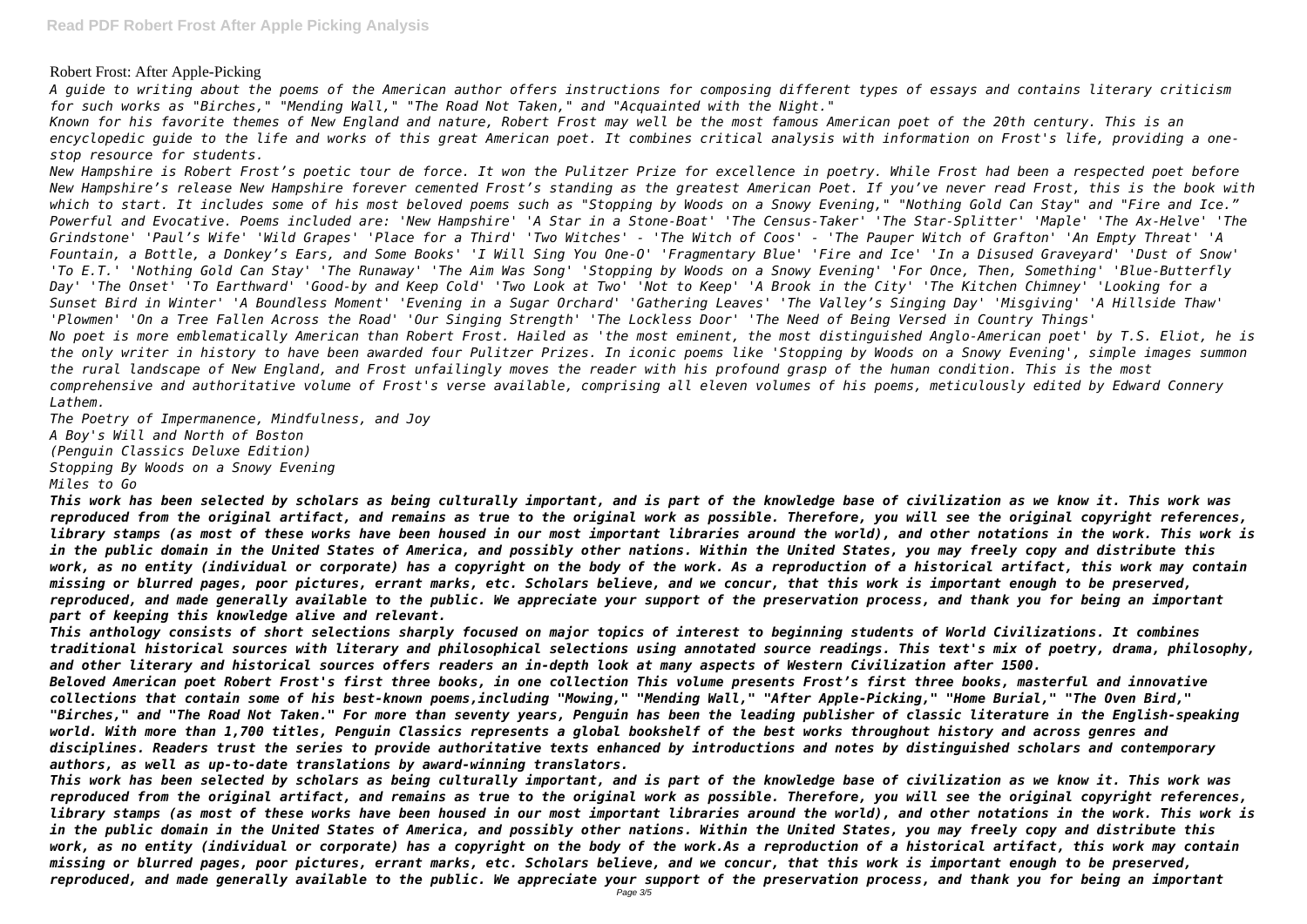Robert Frost: After Apple-Picking

*A guide to writing about the poems of the American author offers instructions for composing different types of essays and contains literary criticism for such works as "Birches," "Mending Wall," "The Road Not Taken," and "Acquainted with the Night."*

*Known for his favorite themes of New England and nature, Robert Frost may well be the most famous American poet of the 20th century. This is an encyclopedic guide to the life and works of this great American poet. It combines critical analysis with information on Frost's life, providing a one-stop resource for students.*

*New Hampshire is Robert Frost's poetic tour de force. It won the Pulitzer Prize for excellence in poetry. While Frost had been a respected poet before New Hampshire's release New Hampshire forever cemented Frost's standing as the greatest American Poet. If you've never read Frost, this is the book with which to start. It includes some of his most beloved poems such as "Stopping by Woods on a Snowy Evening," "Nothing Gold Can Stay" and "Fire and Ice." Powerful and Evocative. Poems included are: 'New Hampshire' 'A Star in a Stone-Boat' 'The Census-Taker' 'The Star-Splitter' 'Maple' 'The Ax-Helve' 'The Grindstone' 'Paul's Wife' 'Wild Grapes' 'Place for a Third' 'Two Witches' - 'The Witch of Coos' - 'The Pauper Witch of Grafton' 'An Empty Threat' 'A Fountain, a Bottle, a Donkey's Ears, and Some Books' 'I Will Sing You One-O' 'Fragmentary Blue' 'Fire and Ice' 'In a Disused Graveyard' 'Dust of Snow' 'To E.T.' 'Nothing Gold Can Stay' 'The Runaway' 'The Aim Was Song' 'Stopping by Woods on a Snowy Evening' 'For Once, Then, Something' 'Blue-Butterfly Day' 'The Onset' 'To Earthward' 'Good-by and Keep Cold' 'Two Look at Two' 'Not to Keep' 'A Brook in the City' 'The Kitchen Chimney' 'Looking for a Sunset Bird in Winter' 'A Boundless Moment' 'Evening in a Sugar Orchard' 'Gathering Leaves' 'The Valley's Singing Day' 'Misgiving' 'A Hillside Thaw' 'Plowmen' 'On a Tree Fallen Across the Road' 'Our Singing Strength' 'The Lockless Door' 'The Need of Being Versed in Country Things'*

*No poet is more emblematically American than Robert Frost. Hailed as 'the most eminent, the most distinguished Anglo-American poet' by T.S. Eliot, he is the only writer in history to have been awarded four Pulitzer Prizes. In iconic poems like 'Stopping by Woods on a Snowy Evening', simple images summon the rural landscape of New England, and Frost unfailingly moves the reader with his profound grasp of the human condition. This is the most comprehensive and authoritative volume of Frost's verse available, comprising all eleven volumes of his poems, meticulously edited by Edward Connery Lathem.*

*The Poetry of Impermanence, Mindfulness, and Joy*
*A Boy's Will and North of Boston*
*(Penguin Classics Deluxe Edition)*
*Stopping By Woods on a Snowy Evening*
*Miles to Go*

***This work has been selected by scholars as being culturally important, and is part of the knowledge base of civilization as we know it. This work was reproduced from the original artifact, and remains as true to the original work as possible. Therefore, you will see the original copyright references, library stamps (as most of these works have been housed in our most important libraries around the world), and other notations in the work. This work is in the public domain in the United States of America, and possibly other nations. Within the United States, you may freely copy and distribute this work, as no entity (individual or corporate) has a copyright on the body of the work. As a reproduction of a historical artifact, this work may contain missing or blurred pages, poor pictures, errant marks, etc. Scholars believe, and we concur, that this work is important enough to be preserved, reproduced, and made generally available to the public. We appreciate your support of the preservation process, and thank you for being an important part of keeping this knowledge alive and relevant.***

***This anthology consists of short selections sharply focused on major topics of interest to beginning students of World Civilizations. It combines traditional historical sources with literary and philosophical selections using annotated source readings. This text's mix of poetry, drama, philosophy, and other literary and historical sources offers readers an in-depth look at many aspects of Western Civilization after 1500.***

***Beloved American poet Robert Frost's first three books, in one collection This volume presents Frost's first three books, masterful and innovative collections that contain some of his best-known poems,including "Mowing," "Mending Wall," "After Apple-Picking," "Home Burial," "The Oven Bird," "Birches," and "The Road Not Taken." For more than seventy years, Penguin has been the leading publisher of classic literature in the English-speaking world. With more than 1,700 titles, Penguin Classics represents a global bookshelf of the best works throughout history and across genres and disciplines. Readers trust the series to provide authoritative texts enhanced by introductions and notes by distinguished scholars and contemporary authors, as well as up-to-date translations by award-winning translators.***

***This work has been selected by scholars as being culturally important, and is part of the knowledge base of civilization as we know it. This work was reproduced from the original artifact, and remains as true to the original work as possible. Therefore, you will see the original copyright references, library stamps (as most of these works have been housed in our most important libraries around the world), and other notations in the work. This work is in the public domain in the United States of America, and possibly other nations. Within the United States, you may freely copy and distribute this work, as no entity (individual or corporate) has a copyright on the body of the work.As a reproduction of a historical artifact, this work may contain missing or blurred pages, poor pictures, errant marks, etc. Scholars believe, and we concur, that this work is important enough to be preserved, reproduced, and made generally available to the public. We appreciate your support of the preservation process, and thank you for being an important***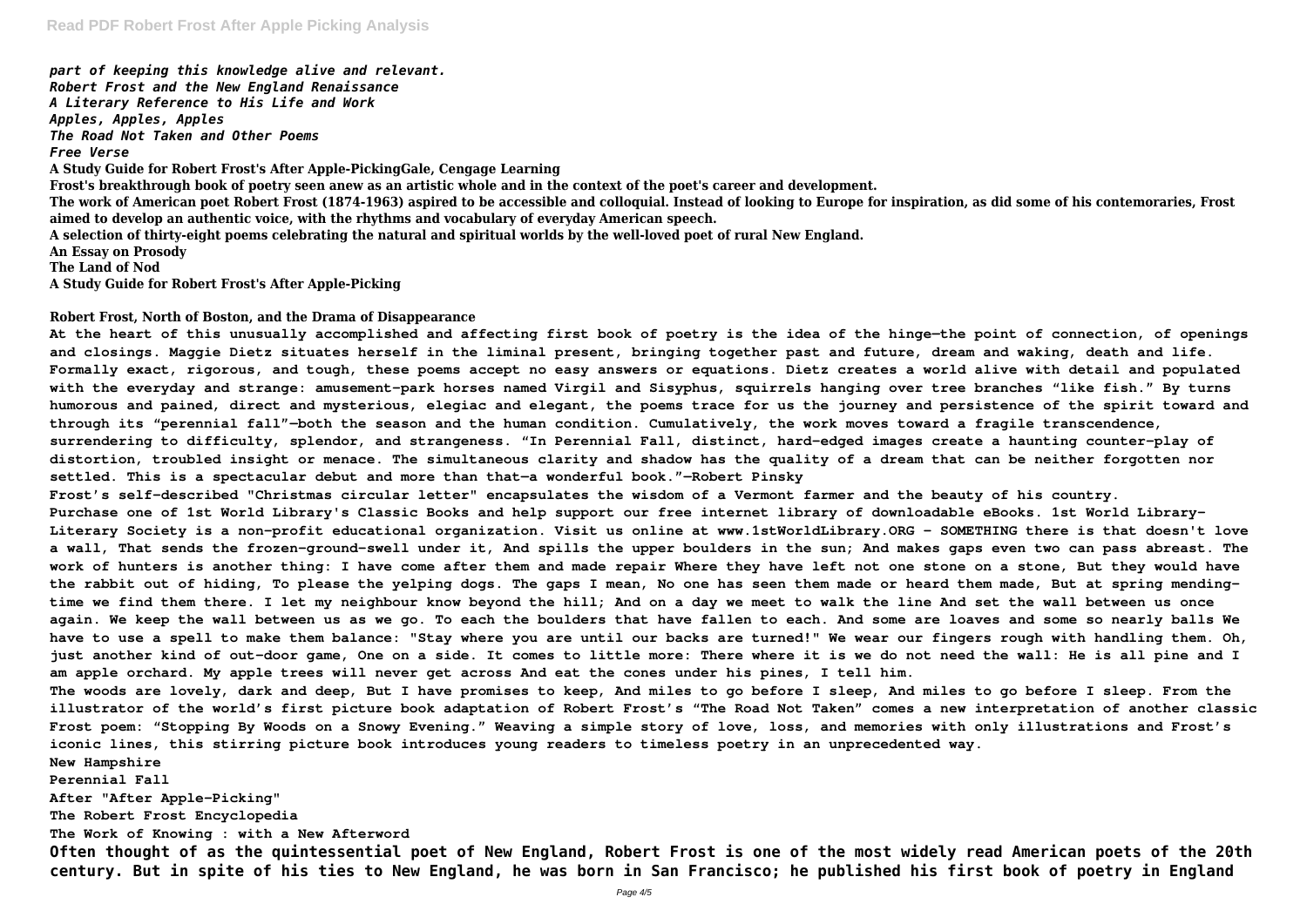*part of keeping this knowledge alive and relevant.*
*Robert Frost and the New England Renaissance*
*A Literary Reference to His Life and Work*
*Apples, Apples, Apples*
*The Road Not Taken and Other Poems*
*Free Verse*

**A Study Guide for Robert Frost's After Apple-PickingGale, Cengage Learning**

**Frost's breakthrough book of poetry seen anew as an artistic whole and in the context of the poet's career and development.**

**The work of American poet Robert Frost (1874-1963) aspired to be accessible and colloquial. Instead of looking to Europe for inspiration, as did some of his contemoraries, Frost aimed to develop an authentic voice, with the rhythms and vocabulary of everyday American speech.**

**A selection of thirty-eight poems celebrating the natural and spiritual worlds by the well-loved poet of rural New England.**

**An Essay on Prosody**

**The Land of Nod**

**A Study Guide for Robert Frost's After Apple-Picking**

**Robert Frost, North of Boston, and the Drama of Disappearance**

**At the heart of this unusually accomplished and affecting first book of poetry is the idea of the hinge—the point of connection, of openings and closings. Maggie Dietz situates herself in the liminal present, bringing together past and future, dream and waking, death and life. Formally exact, rigorous, and tough, these poems accept no easy answers or equations. Dietz creates a world alive with detail and populated with the everyday and strange: amusement-park horses named Virgil and Sisyphus, squirrels hanging over tree branches "like fish." By turns humorous and pained, direct and mysterious, elegiac and elegant, the poems trace for us the journey and persistence of the spirit toward and through its "perennial fall"—both the season and the human condition. Cumulatively, the work moves toward a fragile transcendence, surrendering to difficulty, splendor, and strangeness. "In Perennial Fall, distinct, hard-edged images create a haunting counter-play of distortion, troubled insight or menace. The simultaneous clarity and shadow has the quality of a dream that can be neither forgotten nor settled. This is a spectacular debut and more than that—a wonderful book."—Robert Pinsky**

**Frost's self-described "Christmas circular letter" encapsulates the wisdom of a Vermont farmer and the beauty of his country.**

**Purchase one of 1st World Library's Classic Books and help support our free internet library of downloadable eBooks. 1st World Library-Literary Society is a non-profit educational organization. Visit us online at www.1stWorldLibrary.ORG - SOMETHING there is that doesn't love a wall, That sends the frozen-ground-swell under it, And spills the upper boulders in the sun; And makes gaps even two can pass abreast. The work of hunters is another thing: I have come after them and made repair Where they have left not one stone on a stone, But they would have the rabbit out of hiding, To please the yelping dogs. The gaps I mean, No one has seen them made or heard them made, But at spring mending-time we find them there. I let my neighbour know beyond the hill; And on a day we meet to walk the line And set the wall between us once again. We keep the wall between us as we go. To each the boulders that have fallen to each. And some are loaves and some so nearly balls We have to use a spell to make them balance: "Stay where you are until our backs are turned!" We wear our fingers rough with handling them. Oh, just another kind of out-door game, One on a side. It comes to little more: There where it is we do not need the wall: He is all pine and I am apple orchard. My apple trees will never get across And eat the cones under his pines, I tell him.**

**The woods are lovely, dark and deep, But I have promises to keep, And miles to go before I sleep, And miles to go before I sleep. From the illustrator of the world's first picture book adaptation of Robert Frost's "The Road Not Taken" comes a new interpretation of another classic Frost poem: "Stopping By Woods on a Snowy Evening." Weaving a simple story of love, loss, and memories with only illustrations and Frost's iconic lines, this stirring picture book introduces young readers to timeless poetry in an unprecedented way.**

**New Hampshire**

**Perennial Fall**

**After "After Apple-Picking"**

**The Robert Frost Encyclopedia**

**The Work of Knowing : with a New Afterword**

**Often thought of as the quintessential poet of New England, Robert Frost is one of the most widely read American poets of the 20th century. But in spite of his ties to New England, he was born in San Francisco; he published his first book of poetry in England**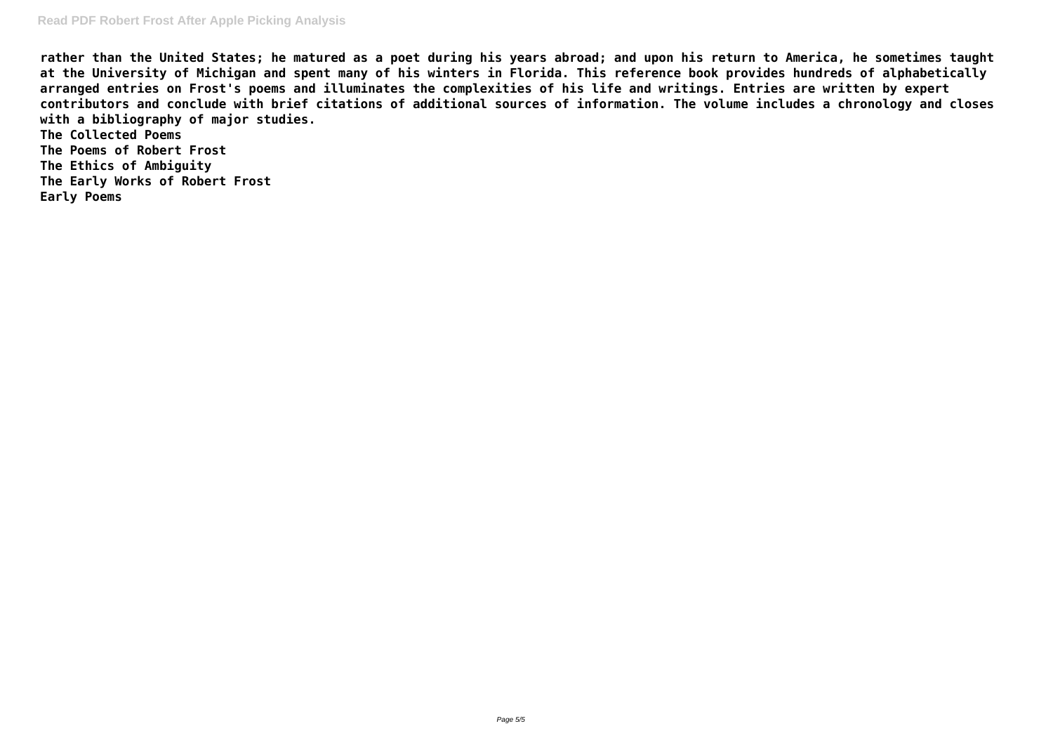**rather than the United States; he matured as a poet during his years abroad; and upon his return to America, he sometimes taught at the University of Michigan and spent many of his winters in Florida. This reference book provides hundreds of alphabetically arranged entries on Frost's poems and illuminates the complexities of his life and writings. Entries are written by expert contributors and conclude with brief citations of additional sources of information. The volume includes a chronology and closes with a bibliography of major studies.**

**The Collected Poems**

**The Poems of Robert Frost**

**The Ethics of Ambiguity**

**The Early Works of Robert Frost**

**Early Poems**